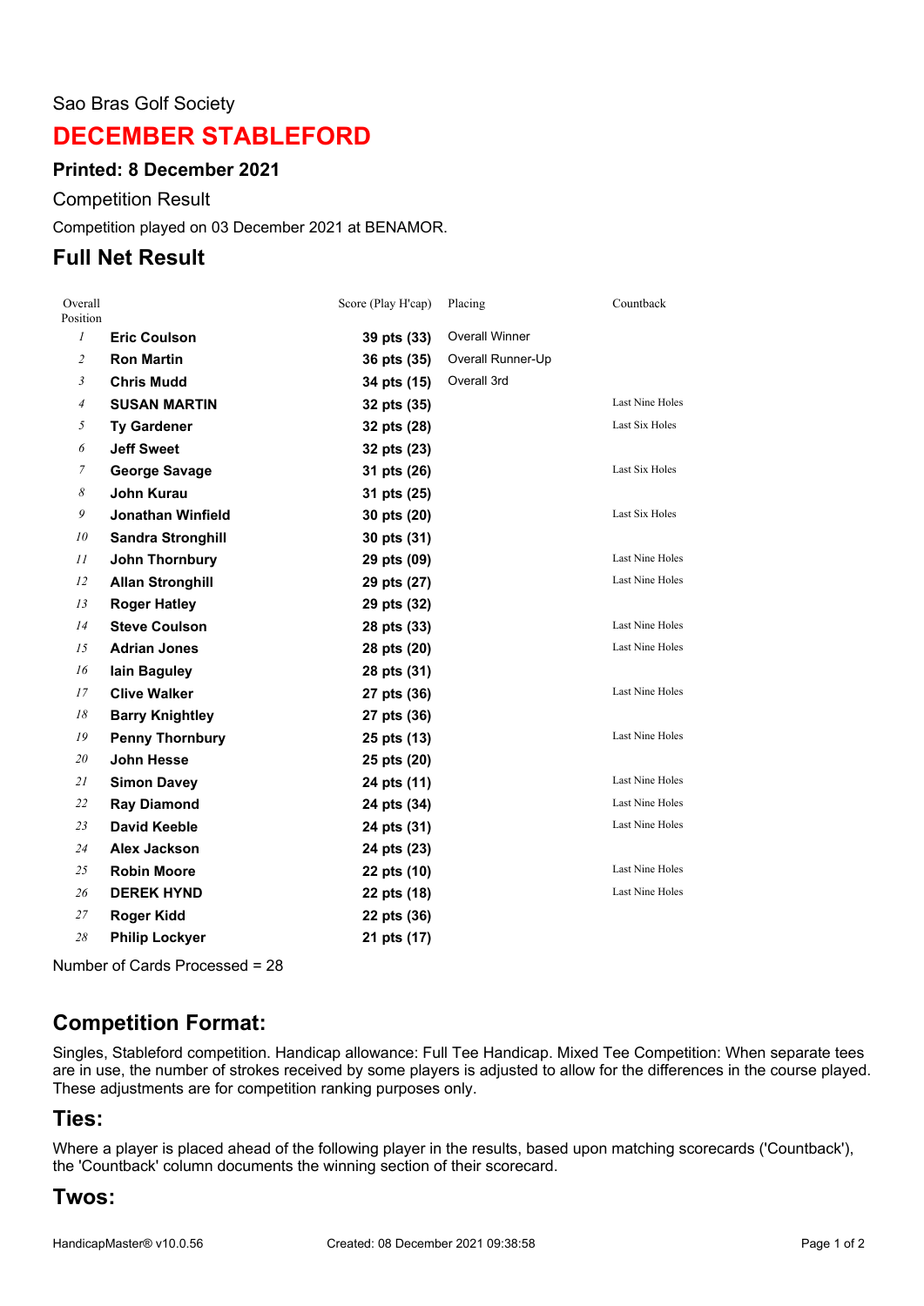Sao Bras Golf Society

# DECEMBER STABLEFORD

### Printed: 8 December 2021

Competition Result

Competition played on 03 December 2021 at BENAMOR.

## Full Net Result

| Overall Position | | Score (Play H'cap) | Placing | Countback |
|---|---|---|---|---|
| 1 | **Eric Coulson** | **39 pts (33)** | Overall Winner | |
| 2 | **Ron Martin** | **36 pts (35)** | Overall Runner-Up | |
| 3 | **Chris Mudd** | **34 pts (15)** | Overall 3rd | |
| 4 | **SUSAN MARTIN** | **32 pts (35)** | | Last Nine Holes |
| 5 | **Ty Gardener** | **32 pts (28)** | | Last Six Holes |
| 6 | **Jeff Sweet** | **32 pts (23)** | | |
| 7 | **George Savage** | **31 pts (26)** | | Last Six Holes |
| 8 | **John Kurau** | **31 pts (25)** | | |
| 9 | **Jonathan Winfield** | **30 pts (20)** | | Last Six Holes |
| 10 | **Sandra Stronghill** | **30 pts (31)** | | |
| 11 | **John Thornbury** | **29 pts (09)** | | Last Nine Holes |
| 12 | **Allan Stronghill** | **29 pts (27)** | | Last Nine Holes |
| 13 | **Roger Hatley** | **29 pts (32)** | | |
| 14 | **Steve Coulson** | **28 pts (33)** | | Last Nine Holes |
| 15 | **Adrian Jones** | **28 pts (20)** | | Last Nine Holes |
| 16 | **Iain Baguley** | **28 pts (31)** | | |
| 17 | **Clive Walker** | **27 pts (36)** | | Last Nine Holes |
| 18 | **Barry Knightley** | **27 pts (36)** | | |
| 19 | **Penny Thornbury** | **25 pts (13)** | | Last Nine Holes |
| 20 | **John Hesse** | **25 pts (20)** | | |
| 21 | **Simon Davey** | **24 pts (11)** | | Last Nine Holes |
| 22 | **Ray Diamond** | **24 pts (34)** | | Last Nine Holes |
| 23 | **David Keeble** | **24 pts (31)** | | Last Nine Holes |
| 24 | **Alex Jackson** | **24 pts (23)** | | |
| 25 | **Robin Moore** | **22 pts (10)** | | Last Nine Holes |
| 26 | **DEREK HYND** | **22 pts (18)** | | Last Nine Holes |
| 27 | **Roger Kidd** | **22 pts (36)** | | |
| 28 | **Philip Lockyer** | **21 pts (17)** | | |

Number of Cards Processed = 28

## Competition Format:

Singles, Stableford competition. Handicap allowance: Full Tee Handicap. Mixed Tee Competition: When separate tees are in use, the number of strokes received by some players is adjusted to allow for the differences in the course played. These adjustments are for competition ranking purposes only.

## Ties:

Where a player is placed ahead of the following player in the results, based upon matching scorecards ('Countback'), the 'Countback' column documents the winning section of their scorecard.

## Twos: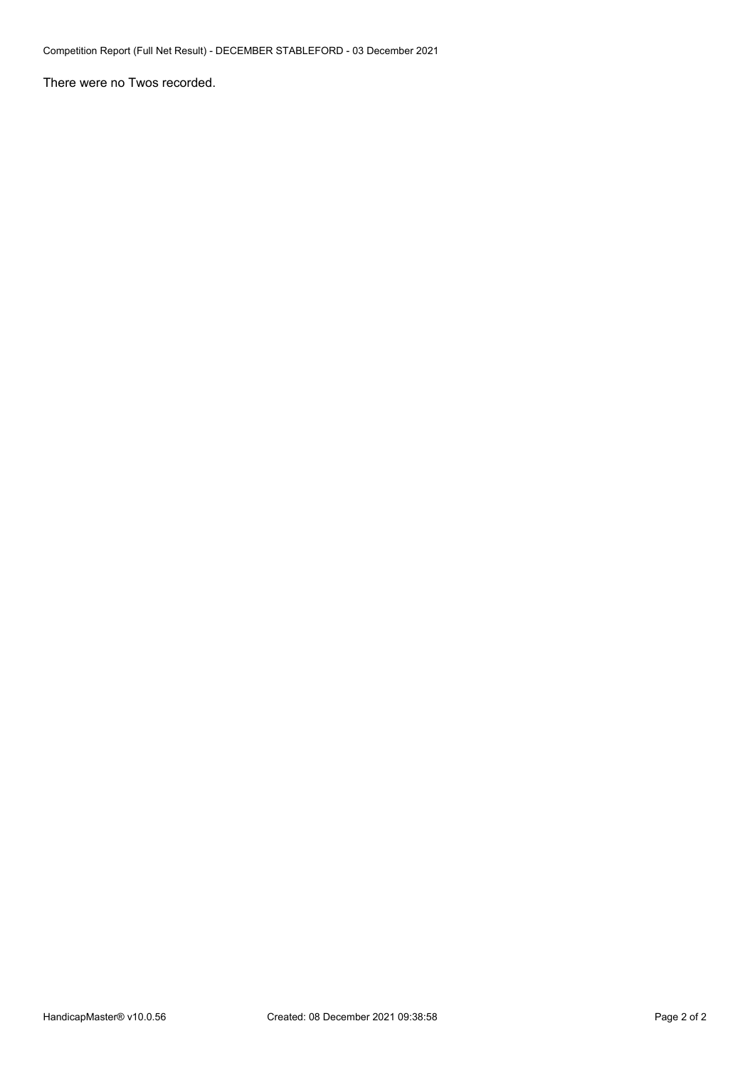There were no Twos recorded.